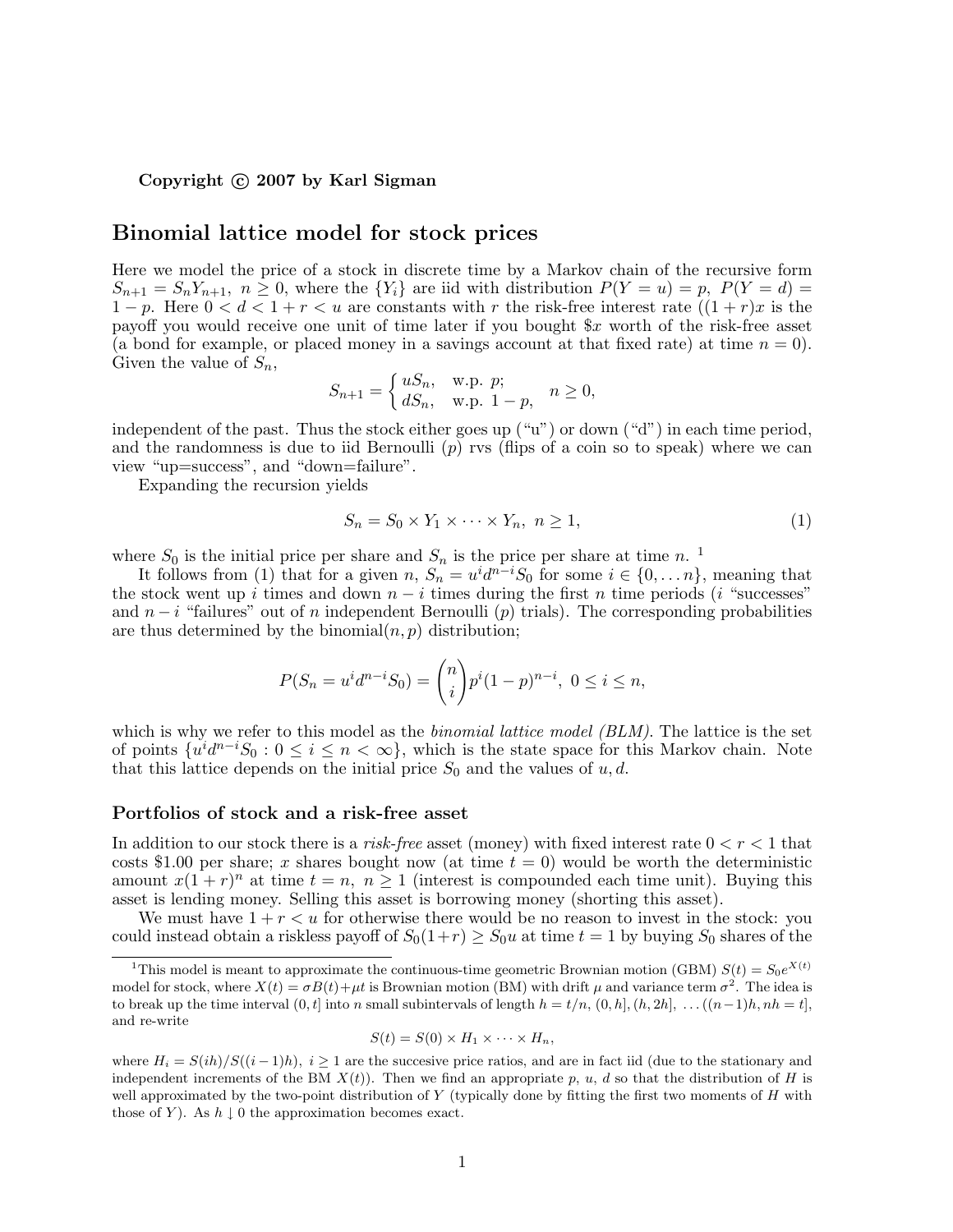**Copyright © 2007 by Karl Sigman**

# Binomial lattice model for stock prices

Here we model the price of a stock in discrete time by a Markov chain of the recursive form $S_{n+1} = S_n Y_{n+1},\ n \geq 0$, where the $\{Y_i\}$ are iid with distribution $P(Y = u) = p,\ P(Y = d) = 1 - p$. Here $0 < d < 1 + r < u$ are constants with $r$ the risk-free interest rate ($(1+r)x$ is the payoff you would receive one unit of time later if you bought \$$x$ worth of the risk-free asset (a bond for example, or placed money in a savings account at that fixed rate) at time $n = 0$). Given the value of $S_n$,

$$S_{n+1} = \begin{cases} uS_n, & \text{w.p. } p; \\ dS_n, & \text{w.p. } 1-p, \end{cases} \quad n \geq 0,$$

independent of the past. Thus the stock either goes up ("u") or down ("d") in each time period, and the randomness is due to iid Bernoulli ($p$) rvs (flips of a coin so to speak) where we can view "up=success", and "down=failure".

Expanding the recursion yields

$$S_n = S_0 \times Y_1 \times \cdots \times Y_n,\ n \geq 1, \tag{1}$$

where $S_0$ is the initial price per share and $S_n$ is the price per share at time $n$. [1]

It follows from (1) that for a given $n$, $S_n = u^i d^{n-i} S_0$ for some $i \in \{0, \ldots n\}$, meaning that the stock went up $i$ times and down $n-i$ times during the first $n$ time periods ($i$ "successes" and $n-i$ "failures" out of $n$ independent Bernoulli ($p$) trials). The corresponding probabilities are thus determined by the binomial($n, p$) distribution;

$$P(S_n = u^i d^{n-i} S_0) = \binom{n}{i} p^i (1-p)^{n-i},\ 0 \leq i \leq n,$$

which is why we refer to this model as the *binomial lattice model (BLM)*. The lattice is the set of points $\{u^i d^{n-i} S_0 : 0 \leq i \leq n < \infty\}$, which is the state space for this Markov chain. Note that this lattice depends on the initial price $S_0$ and the values of $u, d$.

## Portfolios of stock and a risk-free asset

In addition to our stock there is a *risk-free* asset (money) with fixed interest rate $0 < r < 1$ that costs \$1.00 per share; $x$ shares bought now (at time $t = 0$) would be worth the deterministic amount $x(1+r)^n$ at time $t = n,\ n \geq 1$ (interest is compounded each time unit). Buying this asset is lending money. Selling this asset is borrowing money (shorting this asset).

We must have $1 + r < u$ for otherwise there would be no reason to invest in the stock: you could instead obtain a riskless payoff of $S_0(1+r) \geq S_0 u$ at time $t = 1$ by buying $S_0$ shares of the

[1] This model is meant to approximate the continuous-time geometric Brownian motion (GBM) $S(t) = S_0 e^{X(t)}$ model for stock, where $X(t) = \sigma B(t) + \mu t$ is Brownian motion (BM) with drift $\mu$ and variance term $\sigma^2$. The idea is to break up the time interval $(0, t]$ into $n$ small subintervals of length $h = t/n$, $(0, h], (h, 2h], \ldots ((n-1)h, nh = t]$, and re-write

$$S(t) = S(0) \times H_1 \times \cdots \times H_n,$$

where $H_i = S(ih)/S((i-1)h),\ i \geq 1$ are the succesive price ratios, and are in fact iid (due to the stationary and independent increments of the BM $X(t)$). Then we find an appropriate $p$, $u$, $d$ so that the distribution of $H$ is well approximated by the two-point distribution of $Y$ (typically done by fitting the first two moments of $H$ with those of $Y$). As $h \downarrow 0$ the approximation becomes exact.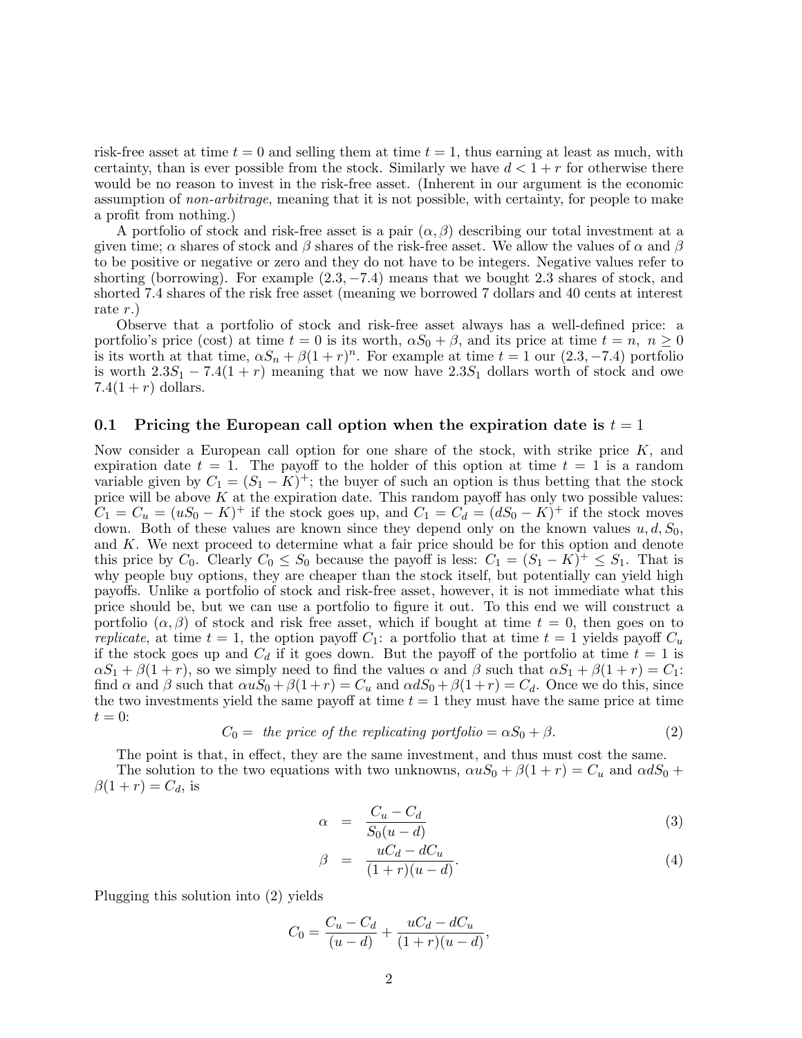risk-free asset at time $t = 0$ and selling them at time $t = 1$, thus earning at least as much, with certainty, than is ever possible from the stock. Similarly we have $d < 1 + r$ for otherwise there would be no reason to invest in the risk-free asset. (Inherent in our argument is the economic assumption of *non-arbitrage*, meaning that it is not possible, with certainty, for people to make a profit from nothing.)

A portfolio of stock and risk-free asset is a pair $(\alpha, \beta)$ describing our total investment at a given time; $\alpha$ shares of stock and $\beta$ shares of the risk-free asset. We allow the values of $\alpha$ and $\beta$ to be positive or negative or zero and they do not have to be integers. Negative values refer to shorting (borrowing). For example $(2.3, -7.4)$ means that we bought 2.3 shares of stock, and shorted 7.4 shares of the risk free asset (meaning we borrowed 7 dollars and 40 cents at interest rate $r$.)

Observe that a portfolio of stock and risk-free asset always has a well-defined price: a portfolio's price (cost) at time $t = 0$ is its worth, $\alpha S_0 + \beta$, and its price at time $t = n$, $n \geq 0$ is its worth at that time, $\alpha S_n + \beta(1 + r)^n$. For example at time $t = 1$ our $(2.3, -7.4)$ portfolio is worth $2.3S_1 - 7.4(1 + r)$ meaning that we now have $2.3S_1$ dollars worth of stock and owe $7.4(1 + r)$ dollars.

## 0.1 Pricing the European call option when the expiration date is $t = 1$

Now consider a European call option for one share of the stock, with strike price $K$, and expiration date $t = 1$. The payoff to the holder of this option at time $t = 1$ is a random variable given by $C_1 = (S_1 - K)^+$; the buyer of such an option is thus betting that the stock price will be above $K$ at the expiration date. This random payoff has only two possible values: $C_1 = C_u = (uS_0 - K)^+$ if the stock goes up, and $C_1 = C_d = (dS_0 - K)^+$ if the stock moves down. Both of these values are known since they depend only on the known values $u, d, S_0$, and $K$. We next proceed to determine what a fair price should be for this option and denote this price by $C_0$. Clearly $C_0 \leq S_0$ because the payoff is less: $C_1 = (S_1 - K)^+ \leq S_1$. That is why people buy options, they are cheaper than the stock itself, but potentially can yield high payoffs. Unlike a portfolio of stock and risk-free asset, however, it is not immediate what this price should be, but we can use a portfolio to figure it out. To this end we will construct a portfolio $(\alpha, \beta)$ of stock and risk free asset, which if bought at time $t = 0$, then goes on to *replicate*, at time $t = 1$, the option payoff $C_1$: a portfolio that at time $t = 1$ yields payoff $C_u$ if the stock goes up and $C_d$ if it goes down. But the payoff of the portfolio at time $t = 1$ is $\alpha S_1 + \beta(1 + r)$, so we simply need to find the values $\alpha$ and $\beta$ such that $\alpha S_1 + \beta(1 + r) = C_1$: find $\alpha$ and $\beta$ such that $\alpha u S_0 + \beta(1+r) = C_u$ and $\alpha d S_0 + \beta(1+r) = C_d$. Once we do this, since the two investments yield the same payoff at time $t = 1$ they must have the same price at time $t = 0$:

$$C_0 = \text{ the price of the replicating portfolio} = \alpha S_0 + \beta. \tag{2}$$

The point is that, in effect, they are the same investment, and thus must cost the same.

The solution to the two equations with two unknowns, $\alpha u S_0 + \beta(1 + r) = C_u$ and $\alpha d S_0 + \beta(1 + r) = C_d$, is

$$\alpha = \frac{C_u - C_d}{S_0(u - d)} \tag{3}$$

$$\beta = \frac{uC_d - dC_u}{(1 + r)(u - d)}. \tag{4}$$

Plugging this solution into (2) yields

$$C_0 = \frac{C_u - C_d}{(u - d)} + \frac{uC_d - dC_u}{(1 + r)(u - d)},$$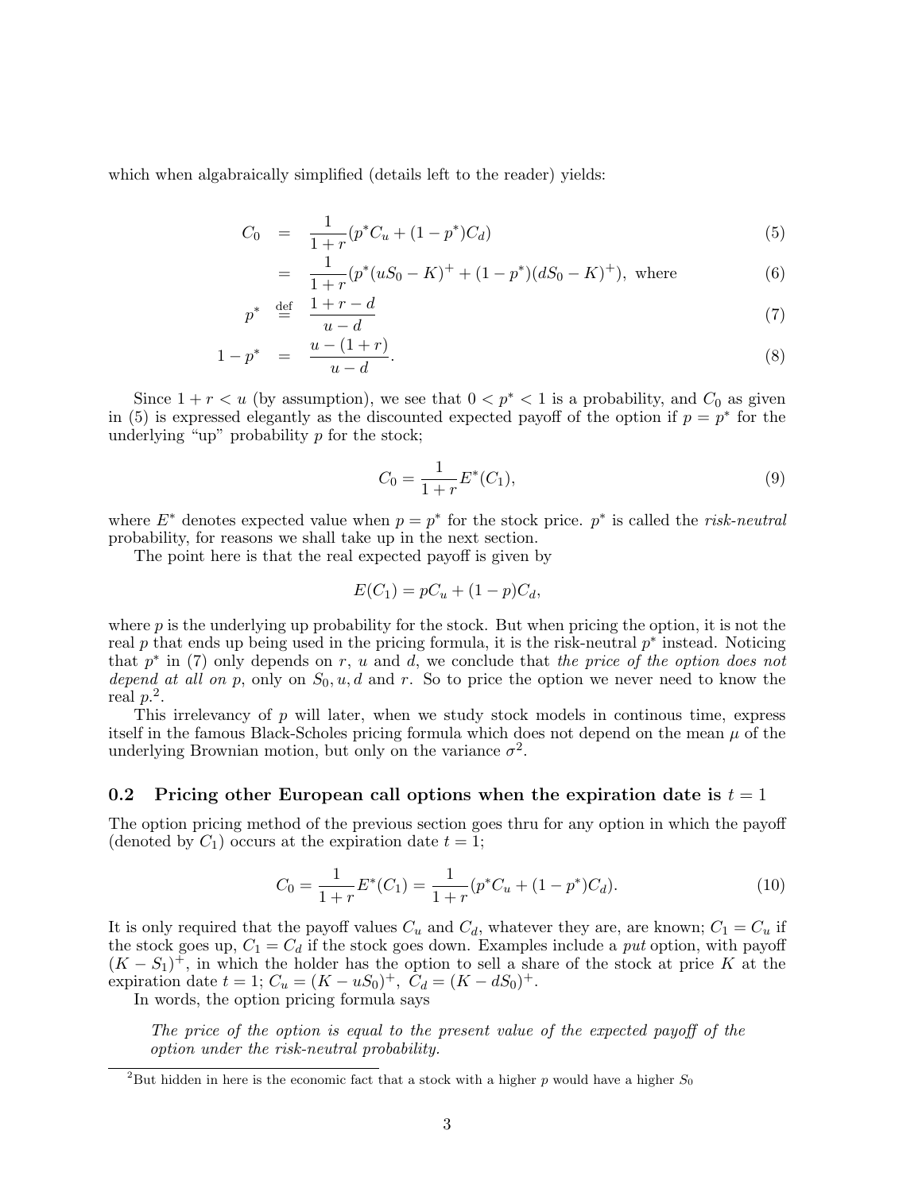which when algabraically simplified (details left to the reader) yields:

$$
\begin{aligned}
C_0 &= \frac{1}{1+r}(p^* C_u + (1-p^*)C_d) & (5)\\
&= \frac{1}{1+r}(p^*(uS_0 - K)^+ + (1-p^*)(dS_0 - K)^+), \text{ where} & (6)\\
p^* &\stackrel{\text{def}}{=} \frac{1+r-d}{u-d} & (7)\\
1-p^* &= \frac{u-(1+r)}{u-d}. & (8)
\end{aligned}
$$

Since $1+r < u$ (by assumption), we see that $0 < p^* < 1$ is a probability, and $C_0$ as given in (5) is expressed elegantly as the discounted expected payoff of the option if $p = p^*$ for the underlying "up" probability $p$ for the stock;

$$
C_0 = \frac{1}{1+r}E^*(C_1), \tag{9}
$$

where $E^*$ denotes expected value when $p = p^*$ for the stock price. $p^*$ is called the *risk-neutral* probability, for reasons we shall take up in the next section.

The point here is that the real expected payoff is given by

$$
E(C_1) = pC_u + (1-p)C_d,
$$

where $p$ is the underlying up probability for the stock. But when pricing the option, it is not the real $p$ that ends up being used in the pricing formula, it is the risk-neutral $p^*$ instead. Noticing that $p^*$ in (7) only depends on $r$, $u$ and $d$, we conclude that *the price of the option does not depend at all on* $p$, only on $S_0, u, d$ and $r$. So to price the option we never need to know the real $p$.[2].

This irrelevancy of $p$ will later, when we study stock models in continous time, express itself in the famous Black-Scholes pricing formula which does not depend on the mean $\mu$ of the underlying Brownian motion, but only on the variance $\sigma^2$.

## 0.2 Pricing other European call options when the expiration date is $t = 1$

The option pricing method of the previous section goes thru for any option in which the payoff (denoted by $C_1$) occurs at the expiration date $t = 1$;

$$
C_0 = \frac{1}{1+r}E^*(C_1) = \frac{1}{1+r}(p^* C_u + (1-p^*)C_d). \tag{10}
$$

It is only required that the payoff values $C_u$ and $C_d$, whatever they are, are known; $C_1 = C_u$ if the stock goes up, $C_1 = C_d$ if the stock goes down. Examples include a *put* option, with payoff $(K - S_1)^+$, in which the holder has the option to sell a share of the stock at price $K$ at the expiration date $t = 1$; $C_u = (K - uS_0)^+$, $C_d = (K - dS_0)^+$.

In words, the option pricing formula says

> *The price of the option is equal to the present value of the expected payoff of the option under the risk-neutral probability.*

---

[2]But hidden in here is the economic fact that a stock with a higher $p$ would have a higher $S_0$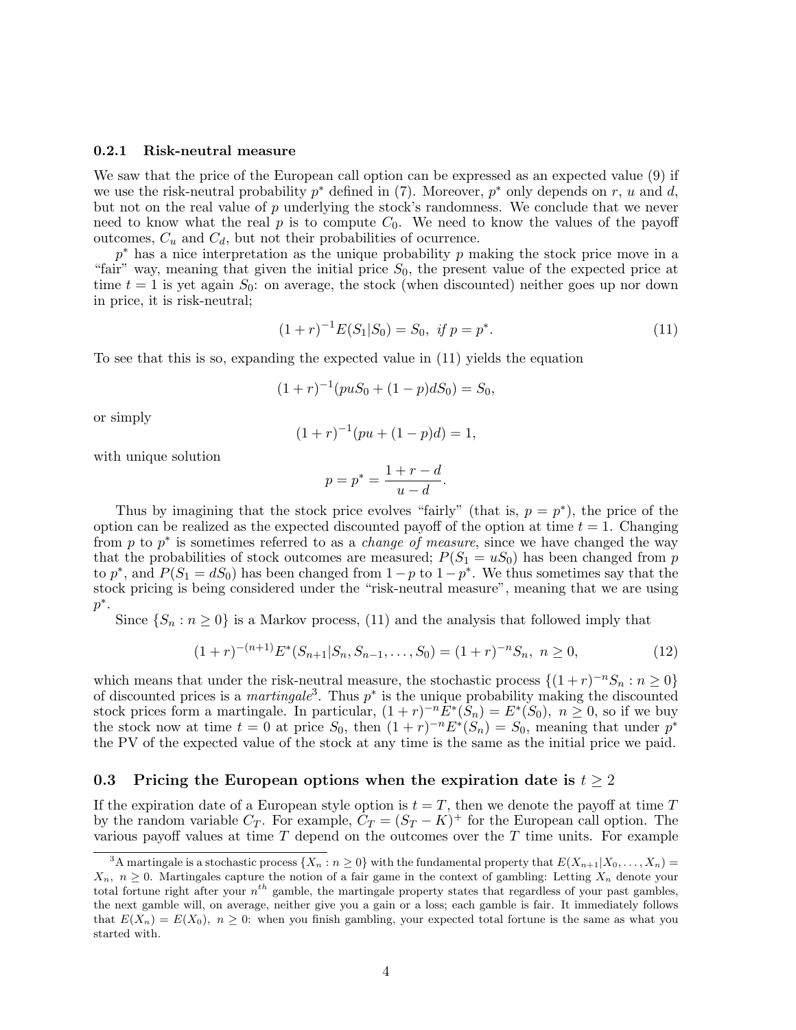### 0.2.1 Risk-neutral measure

We saw that the price of the European call option can be expressed as an expected value (9) if we use the risk-neutral probability $p^*$ defined in (7). Moreover, $p^*$ only depends on $r$, $u$ and $d$, but not on the real value of $p$ underlying the stock's randomness. We conclude that we never need to know what the real $p$ is to compute $C_0$. We need to know the values of the payoff outcomes, $C_u$ and $C_d$, but not their probabilities of ocurrence.

$p^*$ has a nice interpretation as the unique probability $p$ making the stock price move in a "fair" way, meaning that given the initial price $S_0$, the present value of the expected price at time $t = 1$ is yet again $S_0$: on average, the stock (when discounted) neither goes up nor down in price, it is risk-neutral;

$$(1+r)^{-1}E(S_1|S_0) = S_0, \text{ if } p = p^*. \tag{11}$$

To see that this is so, expanding the expected value in (11) yields the equation

$$(1+r)^{-1}(puS_0 + (1-p)dS_0) = S_0,$$

or simply

$$(1+r)^{-1}(pu + (1-p)d) = 1,$$

with unique solution

$$p = p^* = \frac{1+r-d}{u-d}.$$

Thus by imagining that the stock price evolves "fairly" (that is, $p = p^*$), the price of the option can be realized as the expected discounted payoff of the option at time $t = 1$. Changing from $p$ to $p^*$ is sometimes referred to as a *change of measure*, since we have changed the way that the probabilities of stock outcomes are measured; $P(S_1 = uS_0)$ has been changed from $p$ to $p^*$, and $P(S_1 = dS_0)$ has been changed from $1-p$ to $1-p^*$. We thus sometimes say that the stock pricing is being considered under the "risk-neutral measure", meaning that we are using $p^*$.

Since $\{S_n : n \geq 0\}$ is a Markov process, (11) and the analysis that followed imply that

$$(1+r)^{-(n+1)}E^*(S_{n+1}|S_n, S_{n-1}, \ldots, S_0) = (1+r)^{-n}S_n, \ n \geq 0, \tag{12}$$

which means that under the risk-neutral measure, the stochastic process $\{(1+r)^{-n}S_n : n \geq 0\}$ of discounted prices is a *martingale*[3]. Thus $p^*$ is the unique probability making the discounted stock prices form a martingale. In particular, $(1+r)^{-n}E^*(S_n) = E^*(S_0), \ n \geq 0$, so if we buy the stock now at time $t = 0$ at price $S_0$, then $(1+r)^{-n}E^*(S_n) = S_0$, meaning that under $p^*$ the PV of the expected value of the stock at any time is the same as the initial price we paid.

## 0.3 Pricing the European options when the expiration date is $t \geq 2$

If the expiration date of a European style option is $t = T$, then we denote the payoff at time $T$ by the random variable $C_T$. For example, $C_T = (S_T - K)^+$ for the European call option. The various payoff values at time $T$ depend on the outcomes over the $T$ time units. For example

[3]A martingale is a stochastic process $\{X_n : n \geq 0\}$ with the fundamental property that $E(X_{n+1}|X_0, \ldots, X_n) = X_n, \ n \geq 0$. Martingales capture the notion of a fair game in the context of gambling: Letting $X_n$ denote your total fortune right after your $n^{th}$ gamble, the martingale property states that regardless of your past gambles, the next gamble will, on average, neither give you a gain or a loss; each gamble is fair. It immediately follows that $E(X_n) = E(X_0), \ n \geq 0$: when you finish gambling, your expected total fortune is the same as what you started with.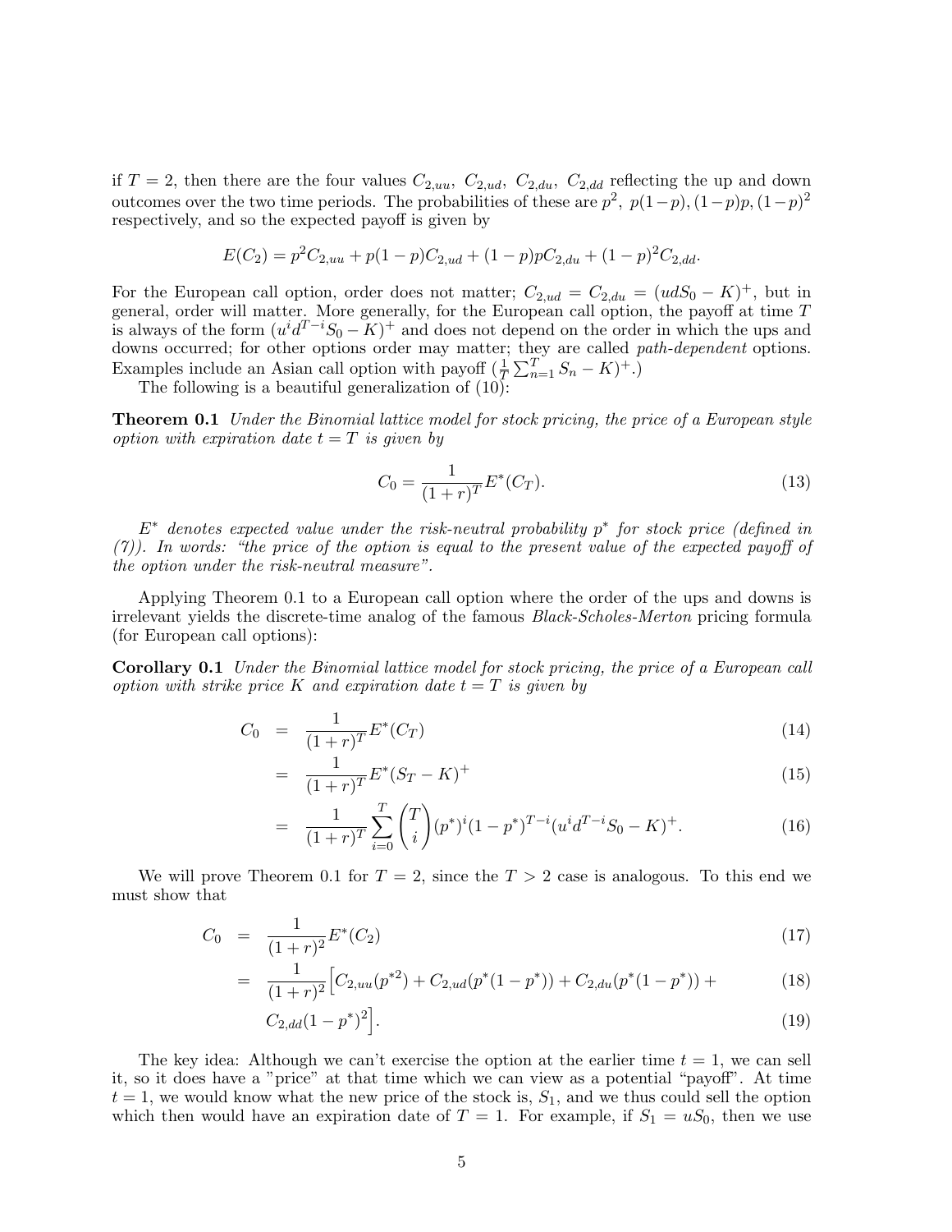if $T = 2$, then there are the four values $C_{2,uu},\ C_{2,ud},\ C_{2,du},\ C_{2,dd}$ reflecting the up and down outcomes over the two time periods. The probabilities of these are $p^2,\ p(1-p), (1-p)p, (1-p)^2$ respectively, and so the expected payoff is given by

$$E(C_2) = p^2 C_{2,uu} + p(1-p)C_{2,ud} + (1-p)pC_{2,du} + (1-p)^2 C_{2,dd}.$$

For the European call option, order does not matter; $C_{2,ud} = C_{2,du} = (udS_0 - K)^+$, but in general, order will matter. More generally, for the European call option, the payoff at time $T$ is always of the form $(u^i d^{T-i} S_0 - K)^+$ and does not depend on the order in which the ups and downs occurred; for other options order may matter; they are called *path-dependent* options. Examples include an Asian call option with payoff $(\frac{1}{T}\sum_{n=1}^{T} S_n - K)^+$.)

The following is a beautiful generalization of (10):

**Theorem 0.1** *Under the Binomial lattice model for stock pricing, the price of a European style option with expiration date $t = T$ is given by*

$$C_0 = \frac{1}{(1+r)^T} E^*(C_T). \tag{13}$$

*$E^*$ denotes expected value under the risk-neutral probability $p^*$ for stock price (defined in (7)). In words: "the price of the option is equal to the present value of the expected payoff of the option under the risk-neutral measure".*

Applying Theorem 0.1 to a European call option where the order of the ups and downs is irrelevant yields the discrete-time analog of the famous *Black-Scholes-Merton* pricing formula (for European call options):

**Corollary 0.1** *Under the Binomial lattice model for stock pricing, the price of a European call option with strike price $K$ and expiration date $t = T$ is given by*

$$C_0 = \frac{1}{(1+r)^T} E^*(C_T) \tag{14}$$

$$= \frac{1}{(1+r)^T} E^*(S_T - K)^+ \tag{15}$$

$$= \frac{1}{(1+r)^T} \sum_{i=0}^{T} \binom{T}{i} (p^*)^i (1-p^*)^{T-i} (u^i d^{T-i} S_0 - K)^+. \tag{16}$$

We will prove Theorem 0.1 for $T = 2$, since the $T > 2$ case is analogous. To this end we must show that

$$C_0 = \frac{1}{(1+r)^2} E^*(C_2) \tag{17}$$

$$= \frac{1}{(1+r)^2} \Big[ C_{2,uu}(p^{*2}) + C_{2,ud}(p^*(1-p^*)) + C_{2,du}(p^*(1-p^*)) + \tag{18}$$

$$C_{2,dd}(1-p^*)^2 \Big]. \tag{19}$$

The key idea: Although we can't exercise the option at the earlier time $t = 1$, we can sell it, so it does have a "price" at that time which we can view as a potential "payoff". At time $t = 1$, we would know what the new price of the stock is, $S_1$, and we thus could sell the option which then would have an expiration date of $T = 1$. For example, if $S_1 = uS_0$, then we use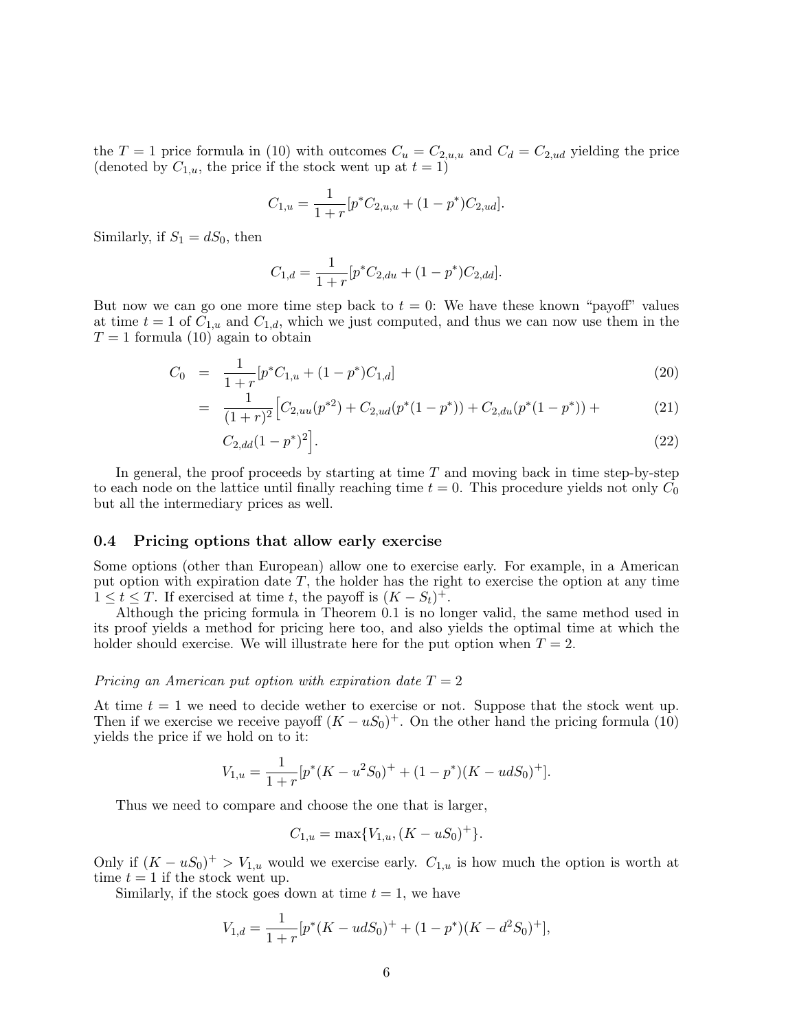the $T = 1$ price formula in (10) with outcomes $C_u = C_{2,u,u}$ and $C_d = C_{2,ud}$ yielding the price (denoted by $C_{1,u}$, the price if the stock went up at $t = 1$)

$$C_{1,u} = \frac{1}{1+r}[p^* C_{2,u,u} + (1-p^*)C_{2,ud}].$$

Similarly, if $S_1 = dS_0$, then

$$C_{1,d} = \frac{1}{1+r}[p^* C_{2,du} + (1-p^*)C_{2,dd}].$$

But now we can go one more time step back to $t = 0$: We have these known "payoff" values at time $t = 1$ of $C_{1,u}$ and $C_{1,d}$, which we just computed, and thus we can now use them in the $T = 1$ formula (10) again to obtain

$$\begin{aligned} C_0 &= \frac{1}{1+r}[p^* C_{1,u} + (1-p^*)C_{1,d}] &(20)\\ &= \frac{1}{(1+r)^2}\Big[C_{2,uu}(p^{*2}) + C_{2,ud}(p^*(1-p^*)) + C_{2,du}(p^*(1-p^*)) + &(21)\\ &\quad C_{2,dd}(1-p^*)^2\Big]. &(22) \end{aligned}$$

In general, the proof proceeds by starting at time $T$ and moving back in time step-by-step to each node on the lattice until finally reaching time $t = 0$. This procedure yields not only $C_0$ but all the intermediary prices as well.

## 0.4 Pricing options that allow early exercise

Some options (other than European) allow one to exercise early. For example, in a American put option with expiration date $T$, the holder has the right to exercise the option at any time $1 \leq t \leq T$. If exercised at time $t$, the payoff is $(K - S_t)^+$.

Although the pricing formula in Theorem 0.1 is no longer valid, the same method used in its proof yields a method for pricing here too, and also yields the optimal time at which the holder should exercise. We will illustrate here for the put option when $T = 2$.

*Pricing an American put option with expiration date $T = 2$*

At time $t = 1$ we need to decide wether to exercise or not. Suppose that the stock went up. Then if we exercise we receive payoff $(K - uS_0)^+$. On the other hand the pricing formula (10) yields the price if we hold on to it:

$$V_{1,u} = \frac{1}{1+r}[p^*(K - u^2 S_0)^+ + (1-p^*)(K - udS_0)^+].$$

Thus we need to compare and choose the one that is larger,

$$C_{1,u} = \max\{V_{1,u}, (K - uS_0)^+\}.$$

Only if $(K - uS_0)^+ > V_{1,u}$ would we exercise early. $C_{1,u}$ is how much the option is worth at time $t = 1$ if the stock went up.

Similarly, if the stock goes down at time $t = 1$, we have

$$V_{1,d} = \frac{1}{1+r}[p^*(K - udS_0)^+ + (1-p^*)(K - d^2 S_0)^+],$$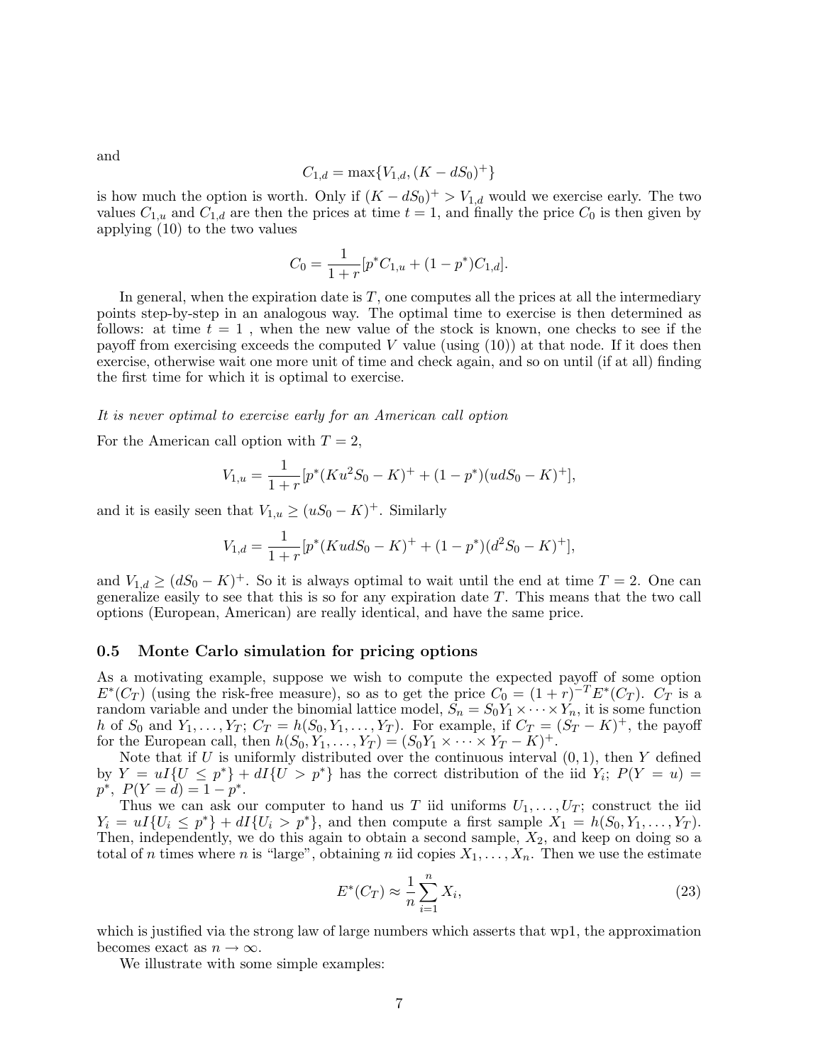and

$$C_{1,d} = \max\{V_{1,d}, (K - dS_0)^+\}$$

is how much the option is worth. Only if $(K - dS_0)^+ > V_{1,d}$ would we exercise early. The two values $C_{1,u}$ and $C_{1,d}$ are then the prices at time $t = 1$, and finally the price $C_0$ is then given by applying (10) to the two values

$$C_0 = \frac{1}{1+r}[p^* C_{1,u} + (1 - p^*)C_{1,d}].$$

In general, when the expiration date is $T$, one computes all the prices at all the intermediary points step-by-step in an analogous way. The optimal time to exercise is then determined as follows: at time $t = 1$ , when the new value of the stock is known, one checks to see if the payoff from exercising exceeds the computed $V$ value (using (10)) at that node. If it does then exercise, otherwise wait one more unit of time and check again, and so on until (if at all) finding the first time for which it is optimal to exercise.

*It is never optimal to exercise early for an American call option*

For the American call option with $T = 2$,

$$V_{1,u} = \frac{1}{1+r}[p^*(Ku^2 S_0 - K)^+ + (1 - p^*)(udS_0 - K)^+],$$

and it is easily seen that $V_{1,u} \geq (uS_0 - K)^+$. Similarly

$$V_{1,d} = \frac{1}{1+r}[p^*(KudS_0 - K)^+ + (1 - p^*)(d^2 S_0 - K)^+],$$

and $V_{1,d} \geq (dS_0 - K)^+$. So it is always optimal to wait until the end at time $T = 2$. One can generalize easily to see that this is so for any expiration date $T$. This means that the two call options (European, American) are really identical, and have the same price.

### 0.5 Monte Carlo simulation for pricing options

As a motivating example, suppose we wish to compute the expected payoff of some option $E^*(C_T)$ (using the risk-free measure), so as to get the price $C_0 = (1 + r)^{-T} E^*(C_T)$. $C_T$ is a random variable and under the binomial lattice model, $S_n = S_0 Y_1 \times \cdots \times Y_n$, it is some function $h$ of $S_0$ and $Y_1, \ldots, Y_T$; $C_T = h(S_0, Y_1, \ldots, Y_T)$. For example, if $C_T = (S_T - K)^+$, the payoff for the European call, then $h(S_0, Y_1, \ldots, Y_T) = (S_0 Y_1 \times \cdots \times Y_T - K)^+$.

Note that if $U$ is uniformly distributed over the continuous interval $(0, 1)$, then $Y$ defined by $Y = uI\{U \leq p^*\} + dI\{U > p^*\}$ has the correct distribution of the iid $Y_i$; $P(Y = u) = p^*$, $P(Y = d) = 1 - p^*$.

Thus we can ask our computer to hand us $T$ iid uniforms $U_1, \ldots, U_T$; construct the iid $Y_i = uI\{U_i \leq p^*\} + dI\{U_i > p^*\}$, and then compute a first sample $X_1 = h(S_0, Y_1, \ldots, Y_T)$. Then, independently, we do this again to obtain a second sample, $X_2$, and keep on doing so a total of $n$ times where $n$ is "large", obtaining $n$ iid copies $X_1, \ldots, X_n$. Then we use the estimate

$$E^*(C_T) \approx \frac{1}{n}\sum_{i=1}^{n} X_i, \tag{23}$$

which is justified via the strong law of large numbers which asserts that wp1, the approximation becomes exact as $n \to \infty$.

We illustrate with some simple examples: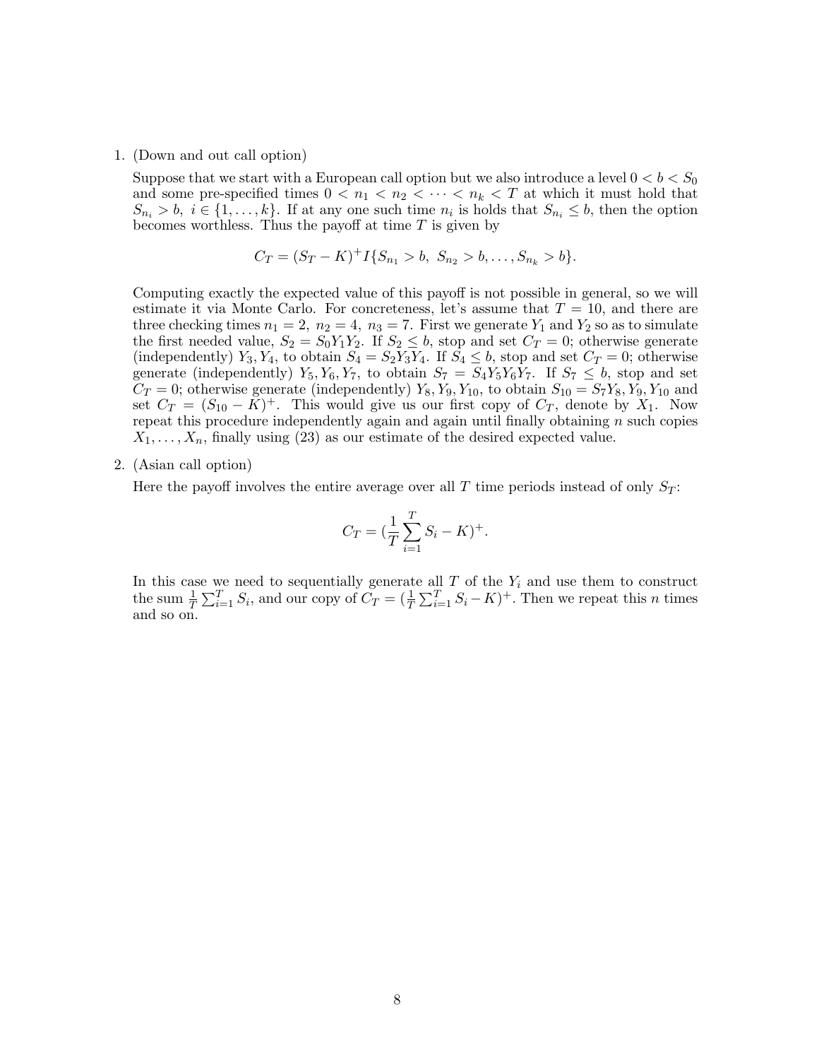1. (Down and out call option)

   Suppose that we start with a European call option but we also introduce a level $0 < b < S_0$ and some pre-specified times $0 < n_1 < n_2 < \cdots < n_k < T$ at which it must hold that $S_{n_i} > b, \ i \in \{1, \ldots, k\}$. If at any one such time $n_i$ is holds that $S_{n_i} \leq b$, then the option becomes worthless. Thus the payoff at time $T$ is given by

   $$C_T = (S_T - K)^+ I\{S_{n_1} > b, \ S_{n_2} > b, \ldots, S_{n_k} > b\}.$$

   Computing exactly the expected value of this payoff is not possible in general, so we will estimate it via Monte Carlo. For concreteness, let's assume that $T = 10$, and there are three checking times $n_1 = 2, \ n_2 = 4, \ n_3 = 7$. First we generate $Y_1$ and $Y_2$ so as to simulate the first needed value, $S_2 = S_0 Y_1 Y_2$. If $S_2 \leq b$, stop and set $C_T = 0$; otherwise generate (independently) $Y_3, Y_4$, to obtain $S_4 = S_2 Y_3 Y_4$. If $S_4 \leq b$, stop and set $C_T = 0$; otherwise generate (independently) $Y_5, Y_6, Y_7$, to obtain $S_7 = S_4 Y_5 Y_6 Y_7$. If $S_7 \leq b$, stop and set $C_T = 0$; otherwise generate (independently) $Y_8, Y_9, Y_{10}$, to obtain $S_{10} = S_7 Y_8, Y_9, Y_{10}$ and set $C_T = (S_{10} - K)^+$. This would give us our first copy of $C_T$, denote by $X_1$. Now repeat this procedure independently again and again until finally obtaining $n$ such copies $X_1, \ldots, X_n$, finally using (23) as our estimate of the desired expected value.

2. (Asian call option)

   Here the payoff involves the entire average over all $T$ time periods instead of only $S_T$:

   $$C_T = (\frac{1}{T} \sum_{i=1}^{T} S_i - K)^+.$$

   In this case we need to sequentially generate all $T$ of the $Y_i$ and use them to construct the sum $\frac{1}{T} \sum_{i=1}^{T} S_i$, and our copy of $C_T = (\frac{1}{T} \sum_{i=1}^{T} S_i - K)^+$. Then we repeat this $n$ times and so on.